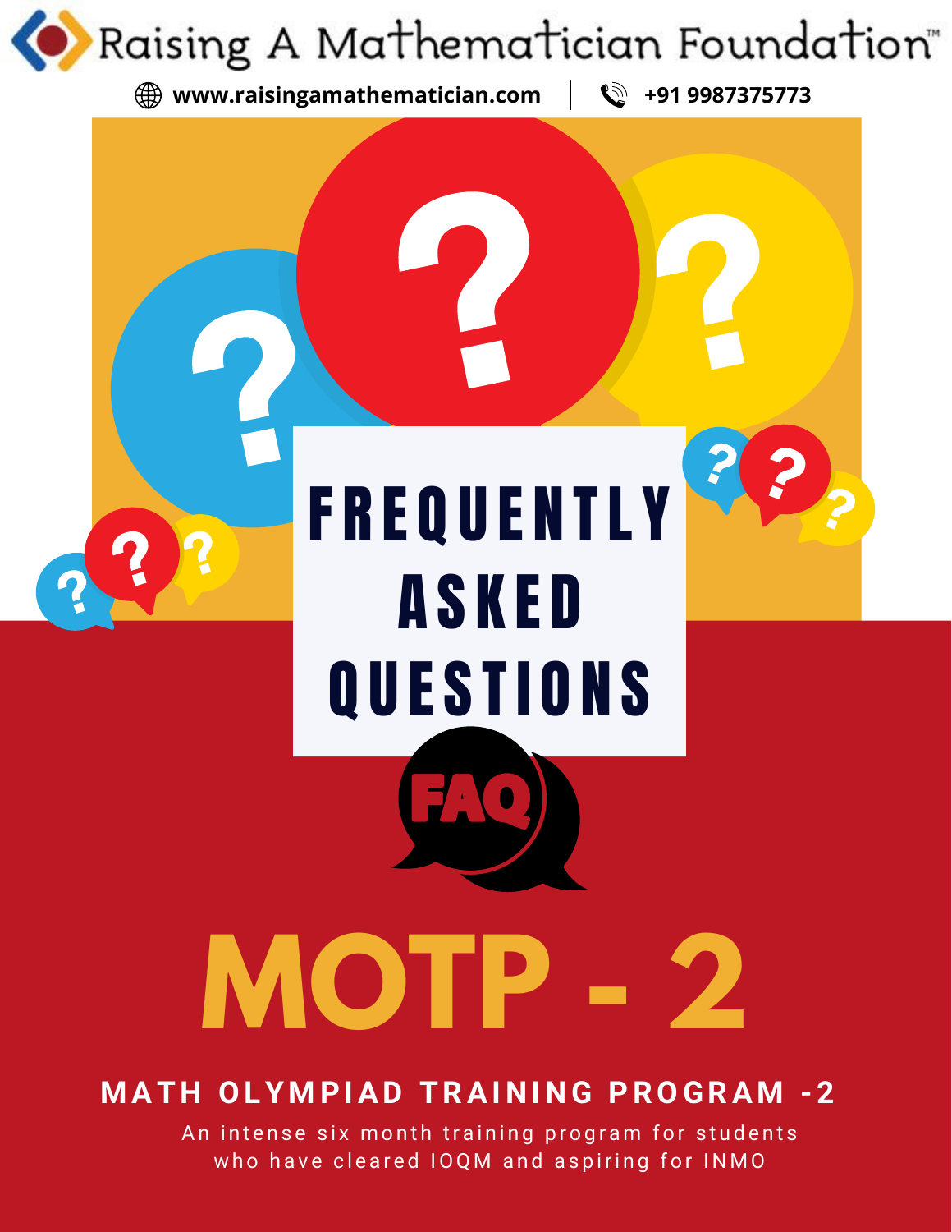# Raising A Mathematician Foundation™

www.raisingamathematician.com | +91 9987375773

# FREQUENTLY ASKED QUESTIONS

FAQ

# MOTP - 2

## MATH OLYMPIAD TRAINING PROGRAM -2

An intense six month training program for students who have cleared IOQM and aspiring for INMO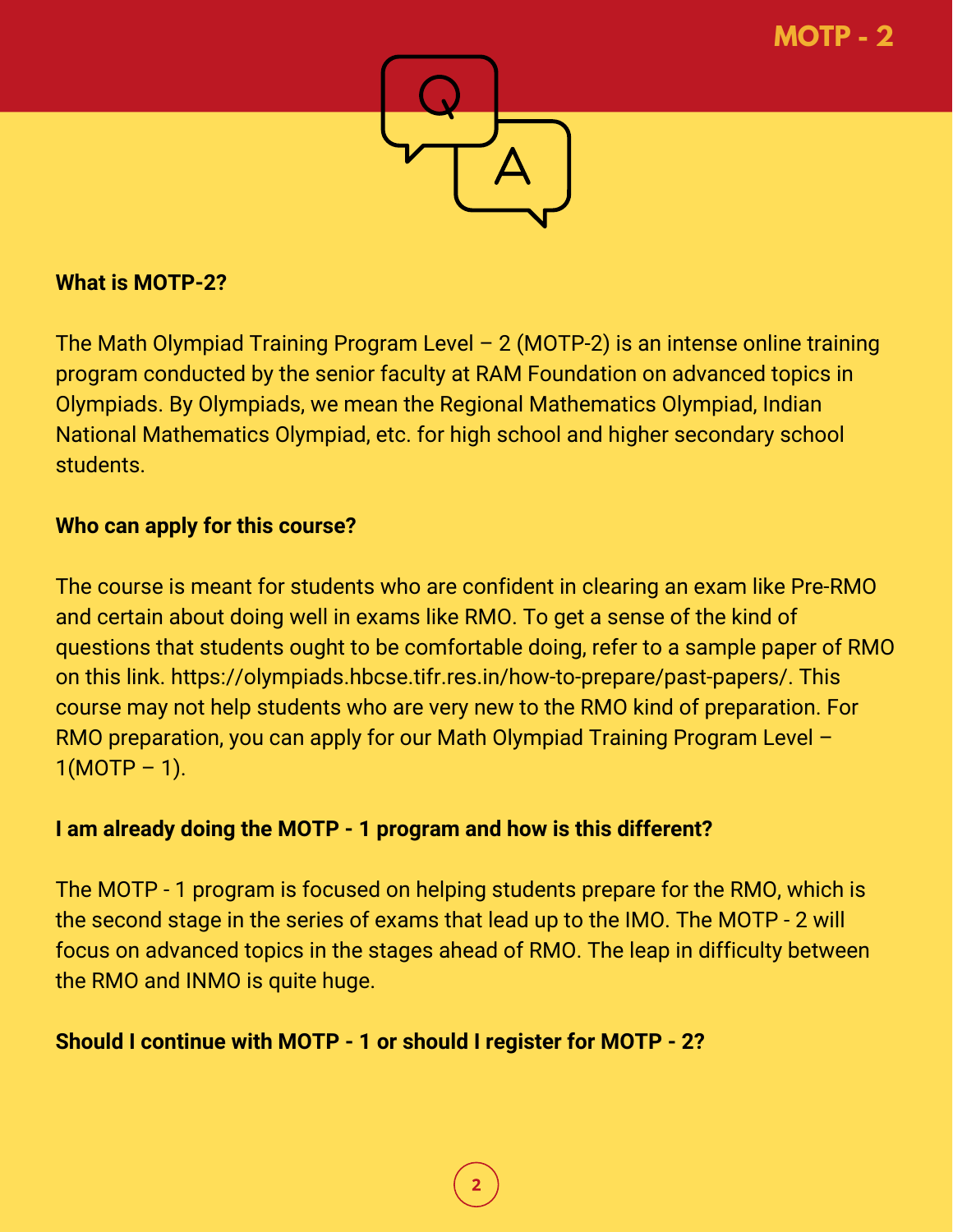**What is MOTP-2?**

The Math Olympiad Training Program Level – 2 (MOTP-2) is an intense online training program conducted by the senior faculty at RAM Foundation on advanced topics in Olympiads. By Olympiads, we mean the Regional Mathematics Olympiad, Indian National Mathematics Olympiad, etc. for high school and higher secondary school students.

**Who can apply for this course?**

The course is meant for students who are confident in clearing an exam like Pre-RMO and certain about doing well in exams like RMO. To get a sense of the kind of questions that students ought to be comfortable doing, refer to a sample paper of RMO on this link. https://olympiads.hbcse.tifr.res.in/how-to-prepare/past-papers/. This course may not help students who are very new to the RMO kind of preparation. For RMO preparation, you can apply for our Math Olympiad Training Program Level – 1(MOTP – 1).

**I am already doing the MOTP - 1 program and how is this different?**

The MOTP - 1 program is focused on helping students prepare for the RMO, which is the second stage in the series of exams that lead up to the IMO. The MOTP - 2 will focus on advanced topics in the stages ahead of RMO. The leap in difficulty between the RMO and INMO is quite huge.

**Should I continue with MOTP - 1 or should I register for MOTP - 2?**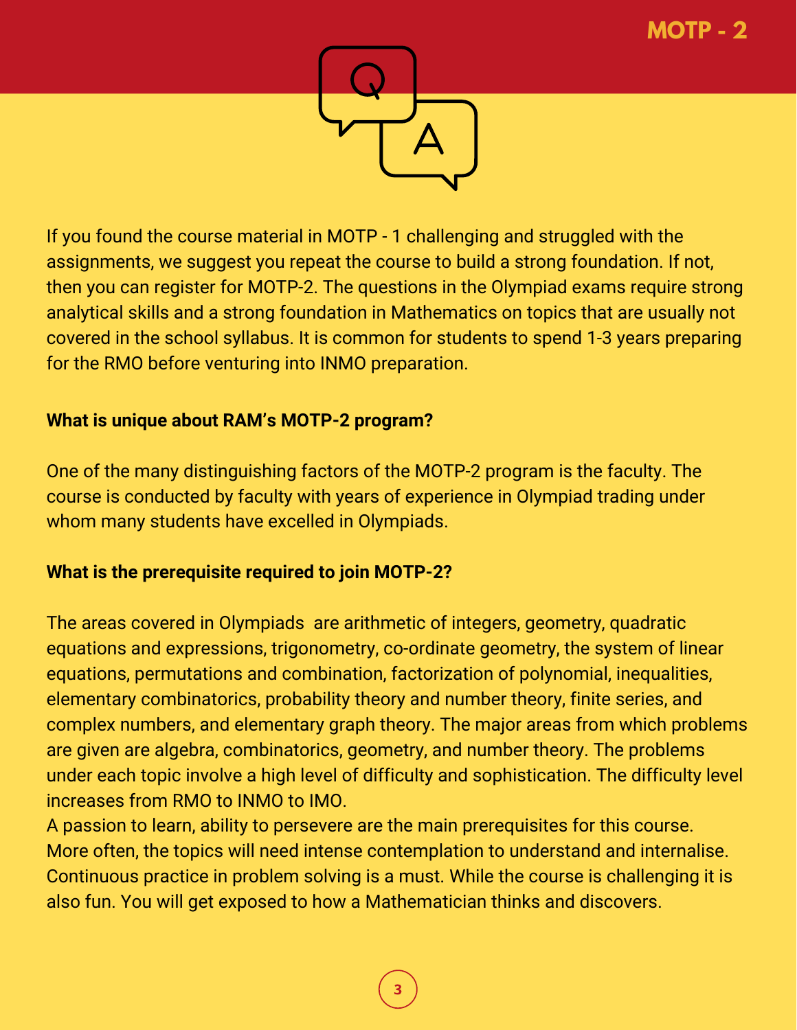If you found the course material in MOTP - 1 challenging and struggled with the assignments, we suggest you repeat the course to build a strong foundation. If not, then you can register for MOTP-2. The questions in the Olympiad exams require strong analytical skills and a strong foundation in Mathematics on topics that are usually not covered in the school syllabus. It is common for students to spend 1-3 years preparing for the RMO before venturing into INMO preparation.

**What is unique about RAM's MOTP-2 program?**

One of the many distinguishing factors of the MOTP-2 program is the faculty. The course is conducted by faculty with years of experience in Olympiad trading under whom many students have excelled in Olympiads.

**What is the prerequisite required to join MOTP-2?**

The areas covered in Olympiads are arithmetic of integers, geometry, quadratic equations and expressions, trigonometry, co-ordinate geometry, the system of linear equations, permutations and combination, factorization of polynomial, inequalities, elementary combinatorics, probability theory and number theory, finite series, and complex numbers, and elementary graph theory. The major areas from which problems are given are algebra, combinatorics, geometry, and number theory. The problems under each topic involve a high level of difficulty and sophistication. The difficulty level increases from RMO to INMO to IMO.

A passion to learn, ability to persevere are the main prerequisites for this course. More often, the topics will need intense contemplation to understand and internalise. Continuous practice in problem solving is a must. While the course is challenging it is also fun. You will get exposed to how a Mathematician thinks and discovers.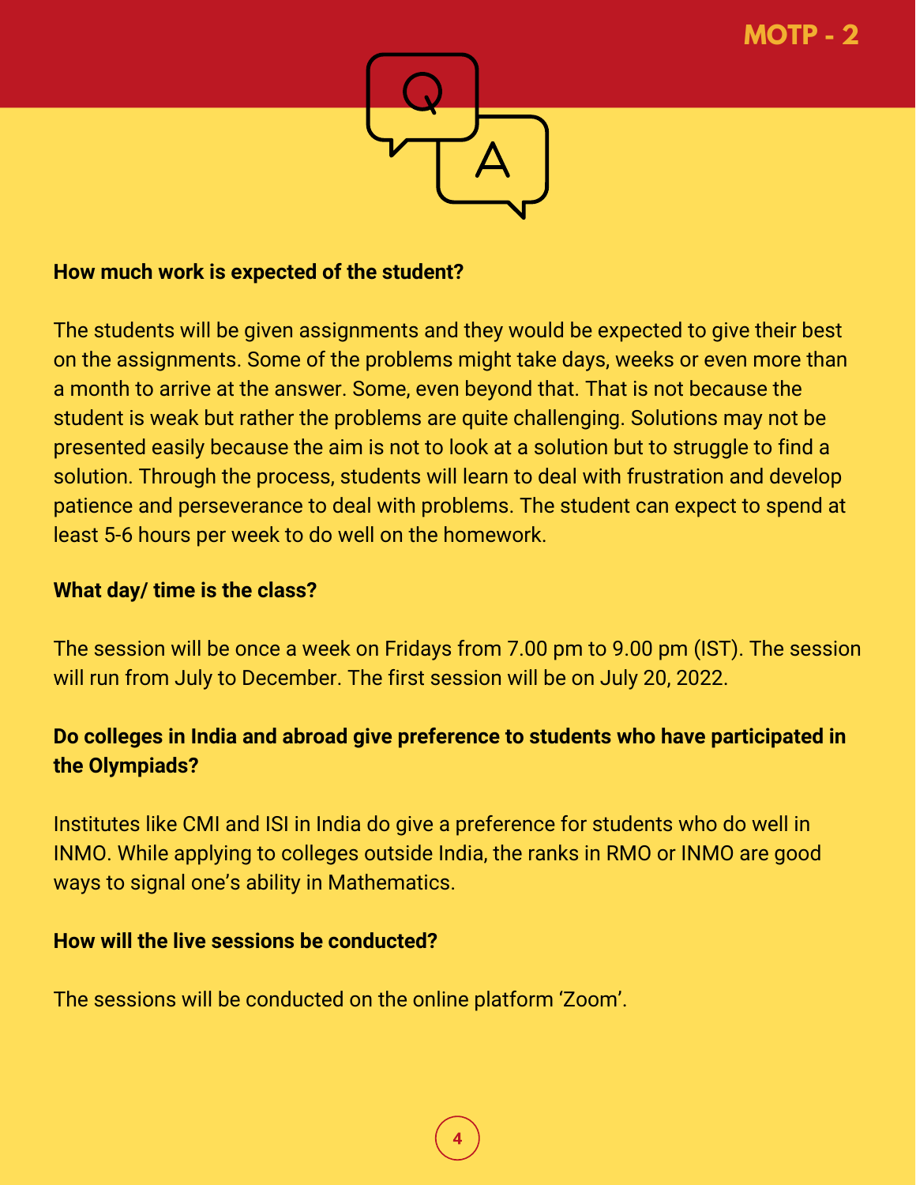**How much work is expected of the student?**

The students will be given assignments and they would be expected to give their best on the assignments. Some of the problems might take days, weeks or even more than a month to arrive at the answer. Some, even beyond that. That is not because the student is weak but rather the problems are quite challenging. Solutions may not be presented easily because the aim is not to look at a solution but to struggle to find a solution. Through the process, students will learn to deal with frustration and develop patience and perseverance to deal with problems. The student can expect to spend at least 5-6 hours per week to do well on the homework.

**What day/ time is the class?**

The session will be once a week on Fridays from 7.00 pm to 9.00 pm (IST). The session will run from July to December. The first session will be on July 20, 2022.

**Do colleges in India and abroad give preference to students who have participated in the Olympiads?**

Institutes like CMI and ISI in India do give a preference for students who do well in INMO. While applying to colleges outside India, the ranks in RMO or INMO are good ways to signal one's ability in Mathematics.

**How will the live sessions be conducted?**

The sessions will be conducted on the online platform 'Zoom'.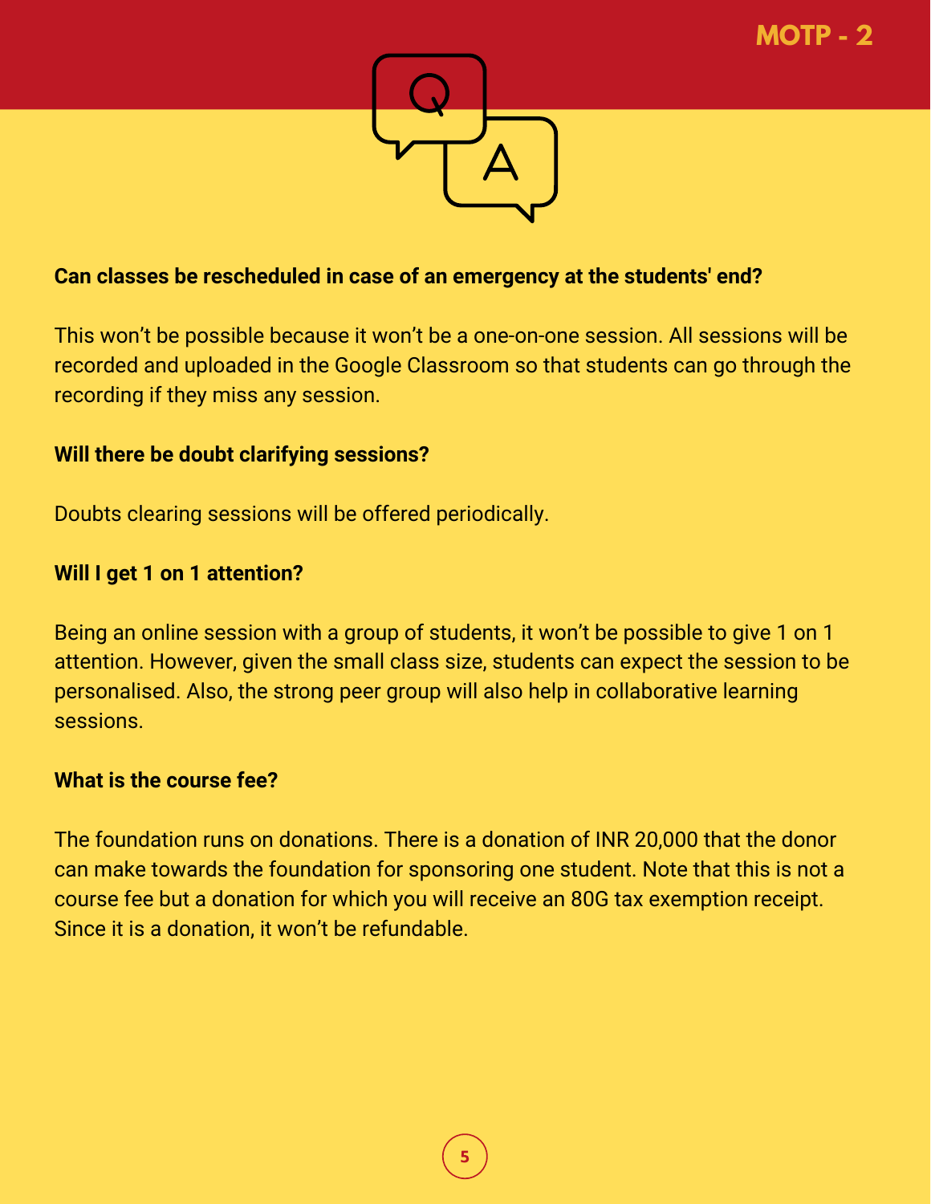**Can classes be rescheduled in case of an emergency at the students' end?**

This won't be possible because it won't be a one-on-one session. All sessions will be recorded and uploaded in the Google Classroom so that students can go through the recording if they miss any session.

**Will there be doubt clarifying sessions?**

Doubts clearing sessions will be offered periodically.

**Will I get 1 on 1 attention?**

Being an online session with a group of students, it won't be possible to give 1 on 1 attention. However, given the small class size, students can expect the session to be personalised. Also, the strong peer group will also help in collaborative learning sessions.

**What is the course fee?**

The foundation runs on donations. There is a donation of INR 20,000 that the donor can make towards the foundation for sponsoring one student. Note that this is not a course fee but a donation for which you will receive an 80G tax exemption receipt. Since it is a donation, it won't be refundable.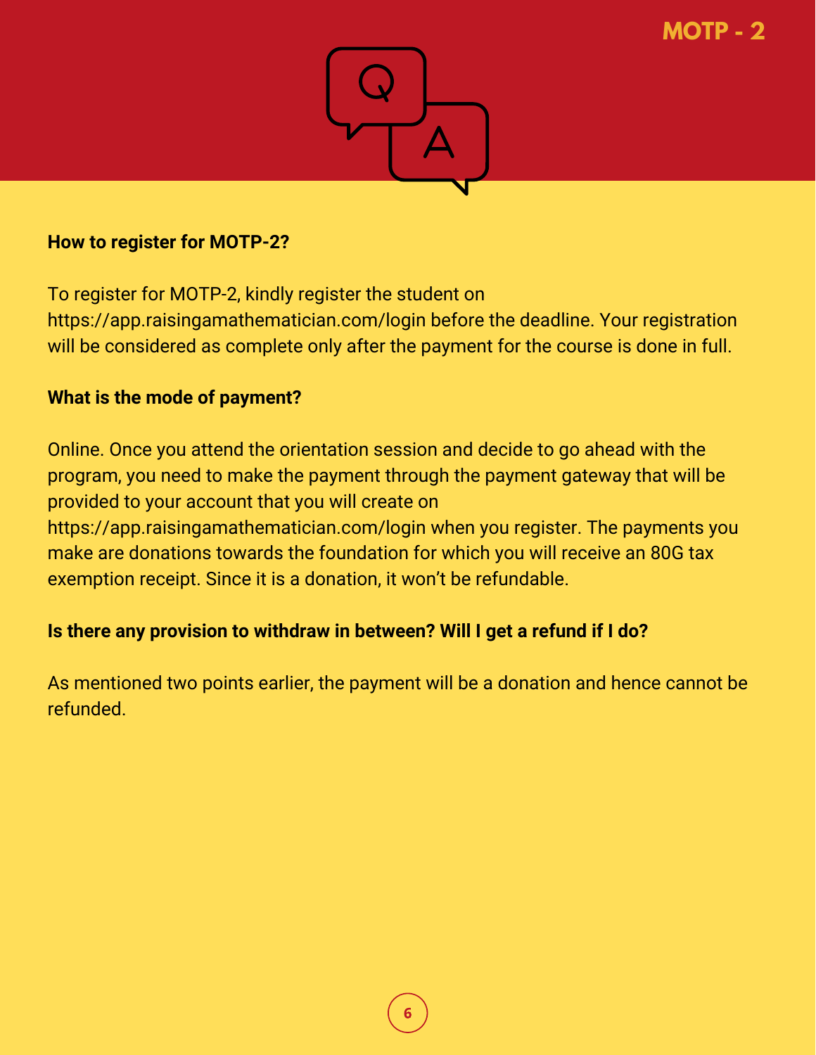**How to register for MOTP-2?**

To register for MOTP-2, kindly register the student on https://app.raisingamathematician.com/login before the deadline. Your registration will be considered as complete only after the payment for the course is done in full.

**What is the mode of payment?**

Online. Once you attend the orientation session and decide to go ahead with the program, you need to make the payment through the payment gateway that will be provided to your account that you will create on https://app.raisingamathematician.com/login when you register. The payments you make are donations towards the foundation for which you will receive an 80G tax exemption receipt. Since it is a donation, it won't be refundable.

**Is there any provision to withdraw in between? Will I get a refund if I do?**

As mentioned two points earlier, the payment will be a donation and hence cannot be refunded.